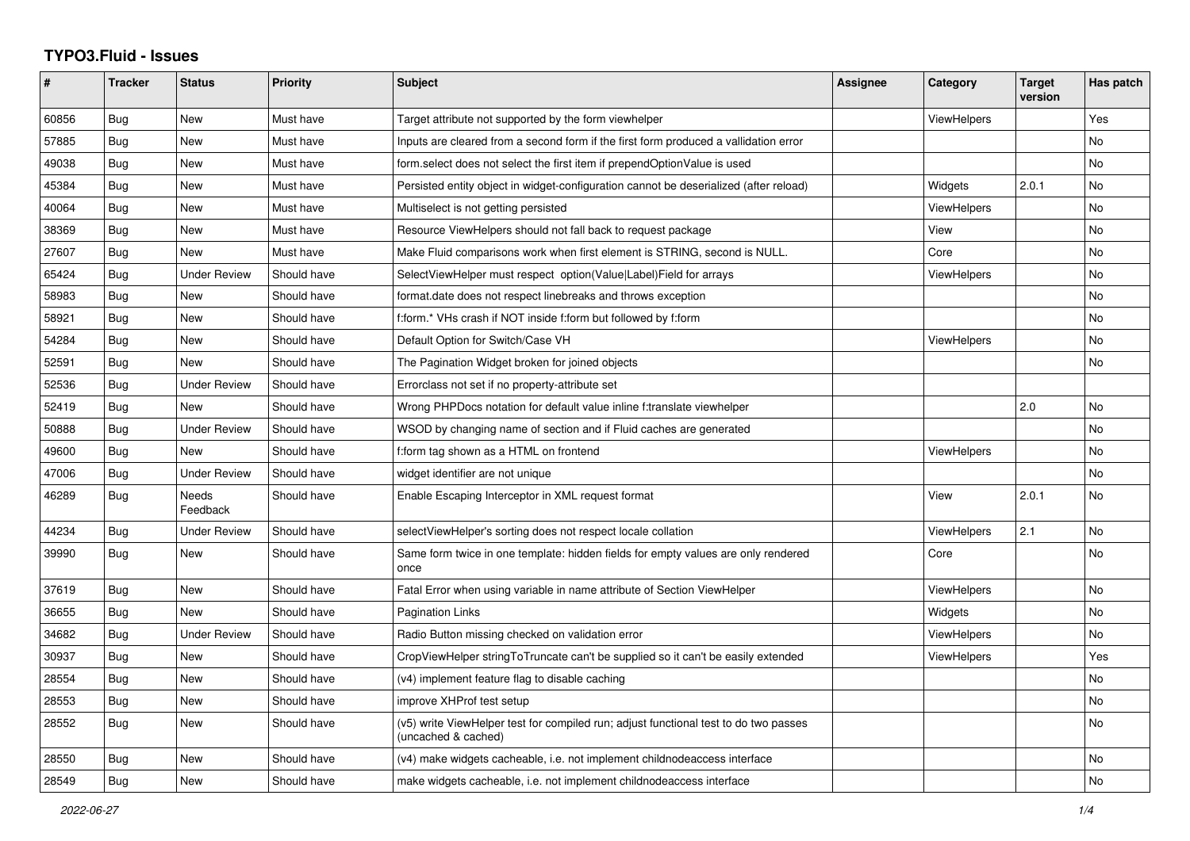# TYPO3.Fluid - Issues

| # | Tracker | Status | Priority | Subject | Assignee | Category | Target version | Has patch |
|---|---|---|---|---|---|---|---|---|
| 60856 | Bug | New | Must have | Target attribute not supported by the form viewhelper | | ViewHelpers | | Yes |
| 57885 | Bug | New | Must have | Inputs are cleared from a second form if the first form produced a vallidation error | | | | No |
| 49038 | Bug | New | Must have | form.select does not select the first item if prependOptionValue is used | | | | No |
| 45384 | Bug | New | Must have | Persisted entity object in widget-configuration cannot be deserialized (after reload) | | Widgets | 2.0.1 | No |
| 40064 | Bug | New | Must have | Multiselect is not getting persisted | | ViewHelpers | | No |
| 38369 | Bug | New | Must have | Resource ViewHelpers should not fall back to request package | | View | | No |
| 27607 | Bug | New | Must have | Make Fluid comparisons work when first element is STRING, second is NULL. | | Core | | No |
| 65424 | Bug | Under Review | Should have | SelectViewHelper must respect option(Value\|Label)Field for arrays | | ViewHelpers | | No |
| 58983 | Bug | New | Should have | format.date does not respect linebreaks and throws exception | | | | No |
| 58921 | Bug | New | Should have | f:form.* VHs crash if NOT inside f:form but followed by f:form | | | | No |
| 54284 | Bug | New | Should have | Default Option for Switch/Case VH | | ViewHelpers | | No |
| 52591 | Bug | New | Should have | The Pagination Widget broken for joined objects | | | | No |
| 52536 | Bug | Under Review | Should have | Errorclass not set if no property-attribute set | | | | |
| 52419 | Bug | New | Should have | Wrong PHPDocs notation for default value inline f:translate viewhelper | | | 2.0 | No |
| 50888 | Bug | Under Review | Should have | WSOD by changing name of section and if Fluid caches are generated | | | | No |
| 49600 | Bug | New | Should have | f:form tag shown as a HTML on frontend | | ViewHelpers | | No |
| 47006 | Bug | Under Review | Should have | widget identifier are not unique | | | | No |
| 46289 | Bug | Needs Feedback | Should have | Enable Escaping Interceptor in XML request format | | View | 2.0.1 | No |
| 44234 | Bug | Under Review | Should have | selectViewHelper's sorting does not respect locale collation | | ViewHelpers | 2.1 | No |
| 39990 | Bug | New | Should have | Same form twice in one template: hidden fields for empty values are only rendered once | | Core | | No |
| 37619 | Bug | New | Should have | Fatal Error when using variable in name attribute of Section ViewHelper | | ViewHelpers | | No |
| 36655 | Bug | New | Should have | Pagination Links | | Widgets | | No |
| 34682 | Bug | Under Review | Should have | Radio Button missing checked on validation error | | ViewHelpers | | No |
| 30937 | Bug | New | Should have | CropViewHelper stringToTruncate can't be supplied so it can't be easily extended | | ViewHelpers | | Yes |
| 28554 | Bug | New | Should have | (v4) implement feature flag to disable caching | | | | No |
| 28553 | Bug | New | Should have | improve XHProf test setup | | | | No |
| 28552 | Bug | New | Should have | (v5) write ViewHelper test for compiled run; adjust functional test to do two passes (uncached & cached) | | | | No |
| 28550 | Bug | New | Should have | (v4) make widgets cacheable, i.e. not implement childnodeaccess interface | | | | No |
| 28549 | Bug | New | Should have | make widgets cacheable, i.e. not implement childnodeaccess interface | | | | No |

*2022-06-27*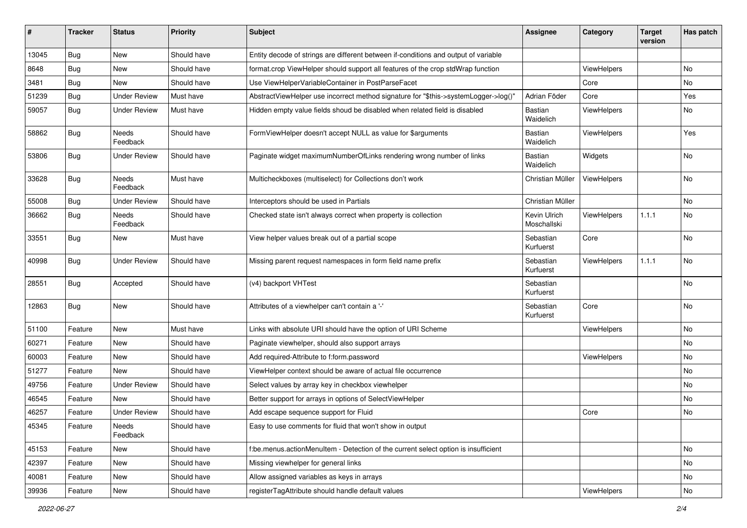| # | Tracker | Status | Priority | Subject | Assignee | Category | Target version | Has patch |
|---|---|---|---|---|---|---|---|---|
| 13045 | Bug | New | Should have | Entity decode of strings are different between if-conditions and output of variable | | | | |
| 8648 | Bug | New | Should have | format.crop ViewHelper should support all features of the crop stdWrap function | | ViewHelpers | | No |
| 3481 | Bug | New | Should have | Use ViewHelperVariableContainer in PostParseFacet | | Core | | No |
| 51239 | Bug | Under Review | Must have | AbstractViewHelper use incorrect method signature for "$this->systemLogger->log()" | Adrian Föder | Core | | Yes |
| 59057 | Bug | Under Review | Must have | Hidden empty value fields shoud be disabled when related field is disabled | Bastian Waidelich | ViewHelpers | | No |
| 58862 | Bug | Needs Feedback | Should have | FormViewHelper doesn't accept NULL as value for $arguments | Bastian Waidelich | ViewHelpers | | Yes |
| 53806 | Bug | Under Review | Should have | Paginate widget maximumNumberOfLinks rendering wrong number of links | Bastian Waidelich | Widgets | | No |
| 33628 | Bug | Needs Feedback | Must have | Multicheckboxes (multiselect) for Collections don't work | Christian Müller | ViewHelpers | | No |
| 55008 | Bug | Under Review | Should have | Interceptors should be used in Partials | Christian Müller | | | No |
| 36662 | Bug | Needs Feedback | Should have | Checked state isn't always correct when property is collection | Kevin Ulrich Moschallski | ViewHelpers | 1.1.1 | No |
| 33551 | Bug | New | Must have | View helper values break out of a partial scope | Sebastian Kurfuerst | Core | | No |
| 40998 | Bug | Under Review | Should have | Missing parent request namespaces in form field name prefix | Sebastian Kurfuerst | ViewHelpers | 1.1.1 | No |
| 28551 | Bug | Accepted | Should have | (v4) backport VHTest | Sebastian Kurfuerst | | | No |
| 12863 | Bug | New | Should have | Attributes of a viewhelper can't contain a '-' | Sebastian Kurfuerst | Core | | No |
| 51100 | Feature | New | Must have | Links with absolute URI should have the option of URI Scheme | | ViewHelpers | | No |
| 60271 | Feature | New | Should have | Paginate viewhelper, should also support arrays | | | | No |
| 60003 | Feature | New | Should have | Add required-Attribute to f:form.password | | ViewHelpers | | No |
| 51277 | Feature | New | Should have | ViewHelper context should be aware of actual file occurrence | | | | No |
| 49756 | Feature | Under Review | Should have | Select values by array key in checkbox viewhelper | | | | No |
| 46545 | Feature | New | Should have | Better support for arrays in options of SelectViewHelper | | | | No |
| 46257 | Feature | Under Review | Should have | Add escape sequence support for Fluid | | Core | | No |
| 45345 | Feature | Needs Feedback | Should have | Easy to use comments for fluid that won't show in output | | | | |
| 45153 | Feature | New | Should have | f:be.menus.actionMenuItem - Detection of the current select option is insufficient | | | | No |
| 42397 | Feature | New | Should have | Missing viewhelper for general links | | | | No |
| 40081 | Feature | New | Should have | Allow assigned variables as keys in arrays | | | | No |
| 39936 | Feature | New | Should have | registerTagAttribute should handle default values | | ViewHelpers | | No |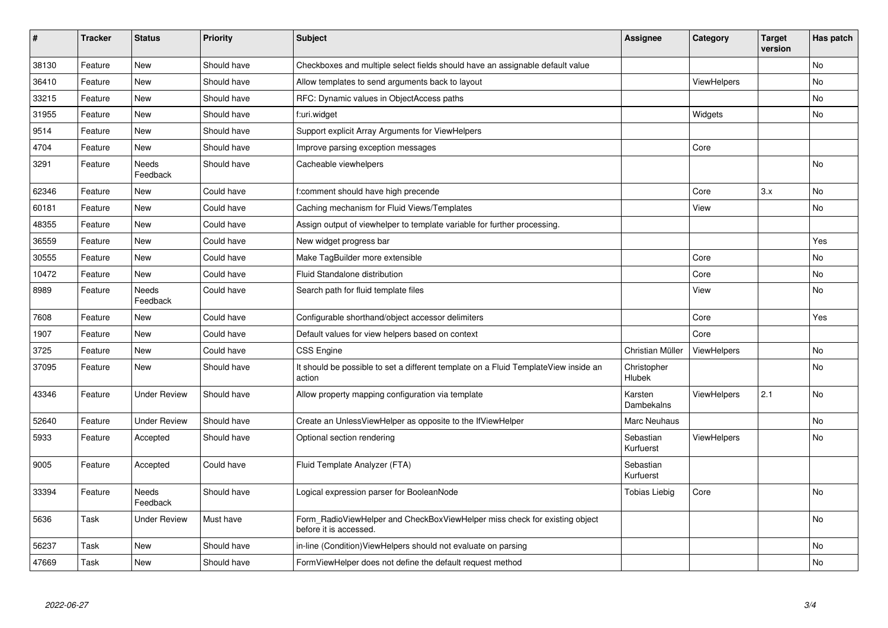| # | Tracker | Status | Priority | Subject | Assignee | Category | Target version | Has patch |
|---|---|---|---|---|---|---|---|---|
| 38130 | Feature | New | Should have | Checkboxes and multiple select fields should have an assignable default value | | | | No |
| 36410 | Feature | New | Should have | Allow templates to send arguments back to layout | | ViewHelpers | | No |
| 33215 | Feature | New | Should have | RFC: Dynamic values in ObjectAccess paths | | | | No |
| 31955 | Feature | New | Should have | f:uri.widget | | Widgets | | No |
| 9514 | Feature | New | Should have | Support explicit Array Arguments for ViewHelpers | | | | |
| 4704 | Feature | New | Should have | Improve parsing exception messages | | Core | | |
| 3291 | Feature | Needs Feedback | Should have | Cacheable viewhelpers | | | | No |
| 62346 | Feature | New | Could have | f:comment should have high precende | | Core | 3.x | No |
| 60181 | Feature | New | Could have | Caching mechanism for Fluid Views/Templates | | View | | No |
| 48355 | Feature | New | Could have | Assign output of viewhelper to template variable for further processing. | | | | |
| 36559 | Feature | New | Could have | New widget progress bar | | | | Yes |
| 30555 | Feature | New | Could have | Make TagBuilder more extensible | | Core | | No |
| 10472 | Feature | New | Could have | Fluid Standalone distribution | | Core | | No |
| 8989 | Feature | Needs Feedback | Could have | Search path for fluid template files | | View | | No |
| 7608 | Feature | New | Could have | Configurable shorthand/object accessor delimiters | | Core | | Yes |
| 1907 | Feature | New | Could have | Default values for view helpers based on context | | Core | | |
| 3725 | Feature | New | Could have | CSS Engine | Christian Müller | ViewHelpers | | No |
| 37095 | Feature | New | Should have | It should be possible to set a different template on a Fluid TemplateView inside an action | Christopher Hlubek | | | No |
| 43346 | Feature | Under Review | Should have | Allow property mapping configuration via template | Karsten Dambekalns | ViewHelpers | 2.1 | No |
| 52640 | Feature | Under Review | Should have | Create an UnlessViewHelper as opposite to the IfViewHelper | Marc Neuhaus | | | No |
| 5933 | Feature | Accepted | Should have | Optional section rendering | Sebastian Kurfuerst | ViewHelpers | | No |
| 9005 | Feature | Accepted | Could have | Fluid Template Analyzer (FTA) | Sebastian Kurfuerst | | | |
| 33394 | Feature | Needs Feedback | Should have | Logical expression parser for BooleanNode | Tobias Liebig | Core | | No |
| 5636 | Task | Under Review | Must have | Form_RadioViewHelper and CheckBoxViewHelper miss check for existing object before it is accessed. | | | | No |
| 56237 | Task | New | Should have | in-line (Condition)ViewHelpers should not evaluate on parsing | | | | No |
| 47669 | Task | New | Should have | FormViewHelper does not define the default request method | | | | No |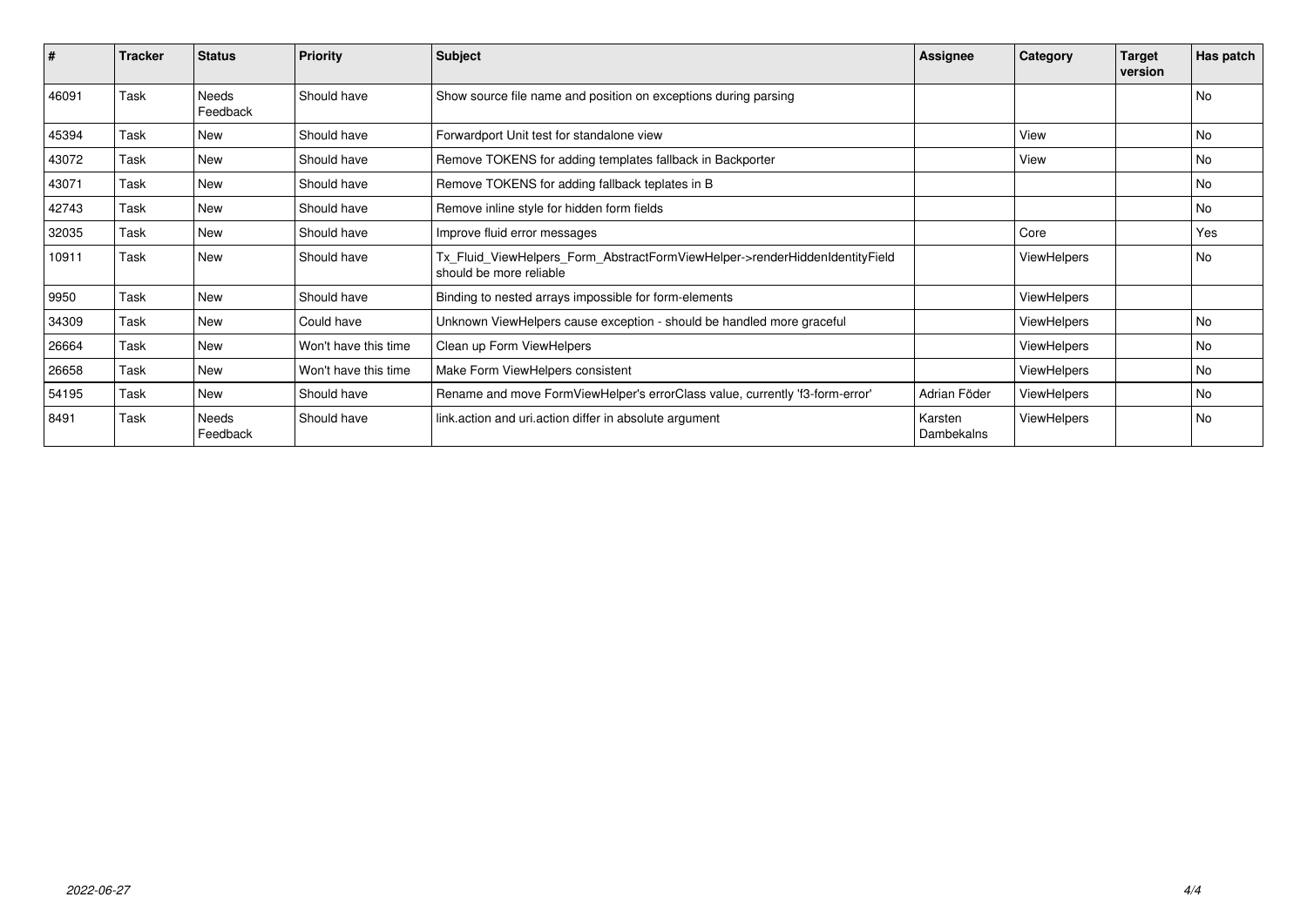| # | Tracker | Status | Priority | Subject | Assignee | Category | Target version | Has patch |
|---|---|---|---|---|---|---|---|---|
| 46091 | Task | Needs Feedback | Should have | Show source file name and position on exceptions during parsing | | | | No |
| 45394 | Task | New | Should have | Forwardport Unit test for standalone view | | View | | No |
| 43072 | Task | New | Should have | Remove TOKENS for adding templates fallback in Backporter | | View | | No |
| 43071 | Task | New | Should have | Remove TOKENS for adding fallback teplates in B | | | | No |
| 42743 | Task | New | Should have | Remove inline style for hidden form fields | | | | No |
| 32035 | Task | New | Should have | Improve fluid error messages | | Core | | Yes |
| 10911 | Task | New | Should have | Tx_Fluid_ViewHelpers_Form_AbstractFormViewHelper->renderHiddenIdentityField should be more reliable | | ViewHelpers | | No |
| 9950 | Task | New | Should have | Binding to nested arrays impossible for form-elements | | ViewHelpers | | |
| 34309 | Task | New | Could have | Unknown ViewHelpers cause exception - should be handled more graceful | | ViewHelpers | | No |
| 26664 | Task | New | Won't have this time | Clean up Form ViewHelpers | | ViewHelpers | | No |
| 26658 | Task | New | Won't have this time | Make Form ViewHelpers consistent | | ViewHelpers | | No |
| 54195 | Task | New | Should have | Rename and move FormViewHelper's errorClass value, currently 'f3-form-error' | Adrian Föder | ViewHelpers | | No |
| 8491 | Task | Needs Feedback | Should have | link.action and uri.action differ in absolute argument | Karsten Dambekalns | ViewHelpers | | No |

*2022-06-27*